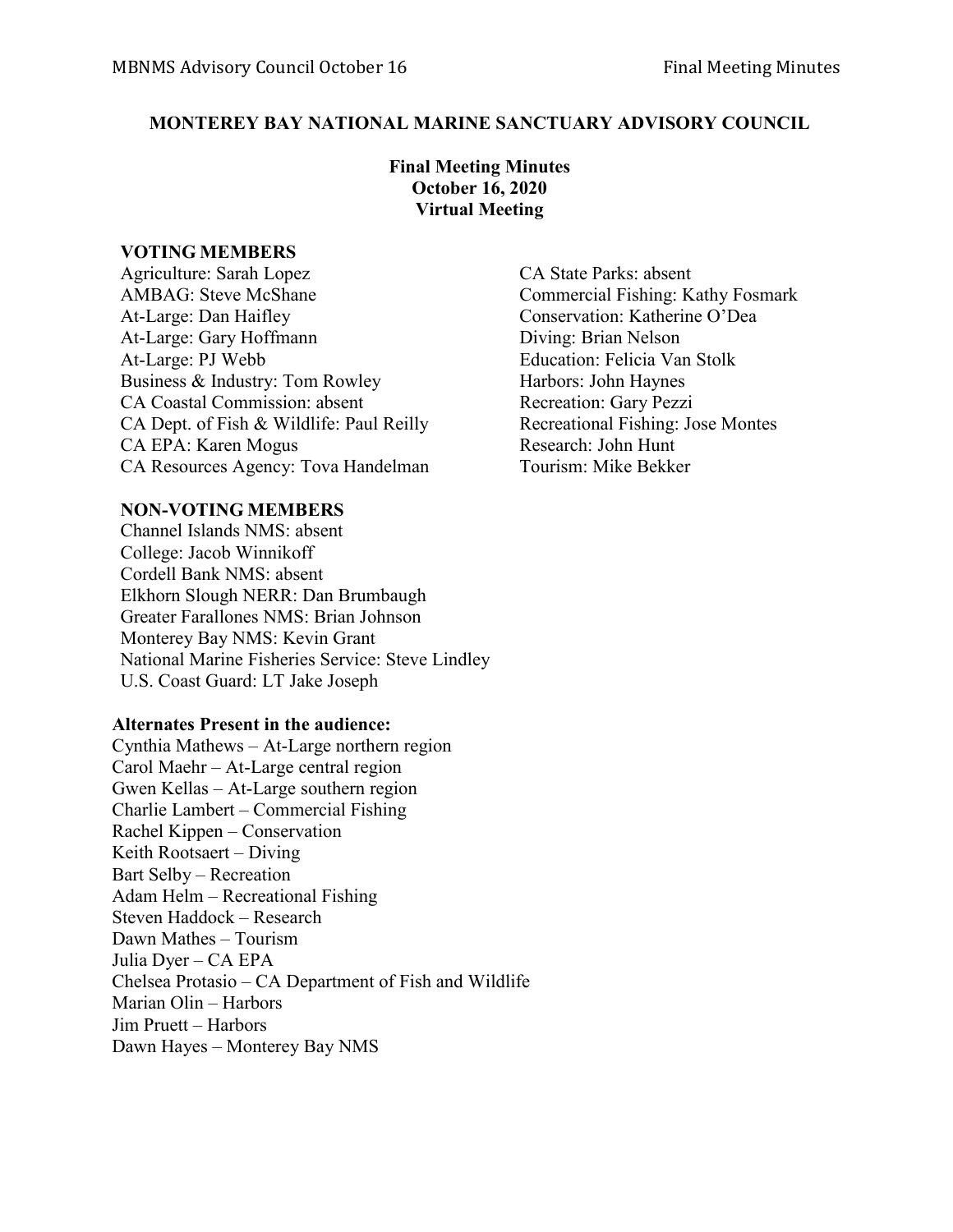# MONTEREY BAY NATIONAL MARINE SANCTUARY ADVISORY COUNCIL

**Final Meeting Minutes**
**October 16, 2020**
**Virtual Meeting**

## VOTING MEMBERS

Agriculture: Sarah Lopez
AMBAG: Steve McShane
At-Large: Dan Haifley
At-Large: Gary Hoffmann
At-Large: PJ Webb
Business & Industry: Tom Rowley
CA Coastal Commission: absent
CA Dept. of Fish & Wildlife: Paul Reilly
CA EPA: Karen Mogus
CA Resources Agency: Tova Handelman
CA State Parks: absent
Commercial Fishing: Kathy Fosmark
Conservation: Katherine O'Dea
Diving: Brian Nelson
Education: Felicia Van Stolk
Harbors: John Haynes
Recreation: Gary Pezzi
Recreational Fishing: Jose Montes
Research: John Hunt
Tourism: Mike Bekker

## NON-VOTING MEMBERS

Channel Islands NMS: absent
College: Jacob Winnikoff
Cordell Bank NMS: absent
Elkhorn Slough NERR: Dan Brumbaugh
Greater Farallones NMS: Brian Johnson
Monterey Bay NMS: Kevin Grant
National Marine Fisheries Service: Steve Lindley
U.S. Coast Guard: LT Jake Joseph

## Alternates Present in the audience:

Cynthia Mathews – At-Large northern region
Carol Maehr – At-Large central region
Gwen Kellas – At-Large southern region
Charlie Lambert – Commercial Fishing
Rachel Kippen – Conservation
Keith Rootsaert – Diving
Bart Selby – Recreation
Adam Helm – Recreational Fishing
Steven Haddock – Research
Dawn Mathes – Tourism
Julia Dyer – CA EPA
Chelsea Protasio – CA Department of Fish and Wildlife
Marian Olin – Harbors
Jim Pruett – Harbors
Dawn Hayes – Monterey Bay NMS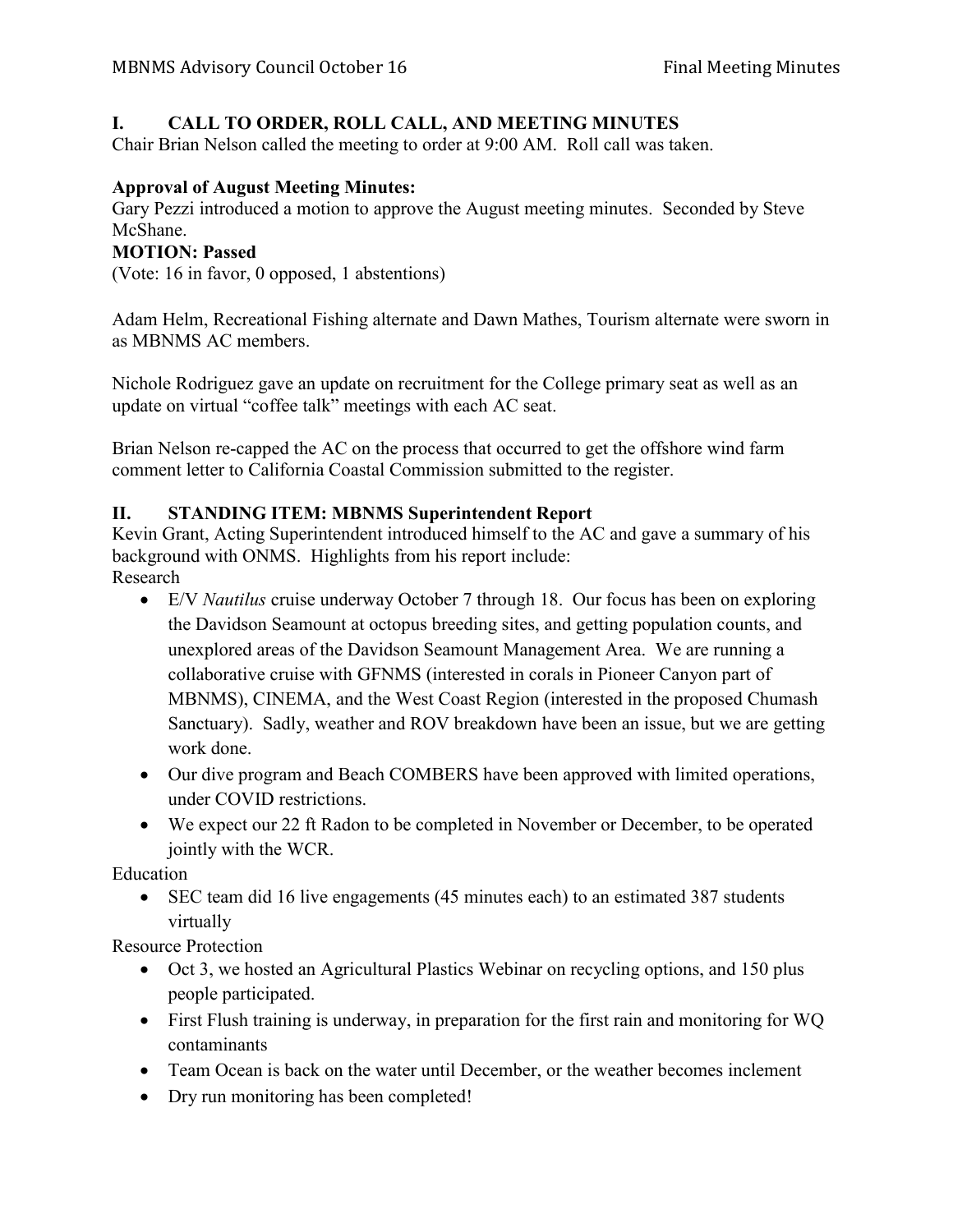## I. CALL TO ORDER, ROLL CALL, AND MEETING MINUTES

Chair Brian Nelson called the meeting to order at 9:00 AM. Roll call was taken.

**Approval of August Meeting Minutes:**

Gary Pezzi introduced a motion to approve the August meeting minutes. Seconded by Steve McShane.

**MOTION: Passed**

(Vote: 16 in favor, 0 opposed, 1 abstentions)

Adam Helm, Recreational Fishing alternate and Dawn Mathes, Tourism alternate were sworn in as MBNMS AC members.

Nichole Rodriguez gave an update on recruitment for the College primary seat as well as an update on virtual "coffee talk" meetings with each AC seat.

Brian Nelson re-capped the AC on the process that occurred to get the offshore wind farm comment letter to California Coastal Commission submitted to the register.

## II. STANDING ITEM: MBNMS Superintendent Report

Kevin Grant, Acting Superintendent introduced himself to the AC and gave a summary of his background with ONMS. Highlights from his report include:

Research

- E/V *Nautilus* cruise underway October 7 through 18. Our focus has been on exploring the Davidson Seamount at octopus breeding sites, and getting population counts, and unexplored areas of the Davidson Seamount Management Area. We are running a collaborative cruise with GFNMS (interested in corals in Pioneer Canyon part of MBNMS), CINEMA, and the West Coast Region (interested in the proposed Chumash Sanctuary). Sadly, weather and ROV breakdown have been an issue, but we are getting work done.
- Our dive program and Beach COMBERS have been approved with limited operations, under COVID restrictions.
- We expect our 22 ft Radon to be completed in November or December, to be operated jointly with the WCR.

Education

- SEC team did 16 live engagements (45 minutes each) to an estimated 387 students virtually

Resource Protection

- Oct 3, we hosted an Agricultural Plastics Webinar on recycling options, and 150 plus people participated.
- First Flush training is underway, in preparation for the first rain and monitoring for WQ contaminants
- Team Ocean is back on the water until December, or the weather becomes inclement
- Dry run monitoring has been completed!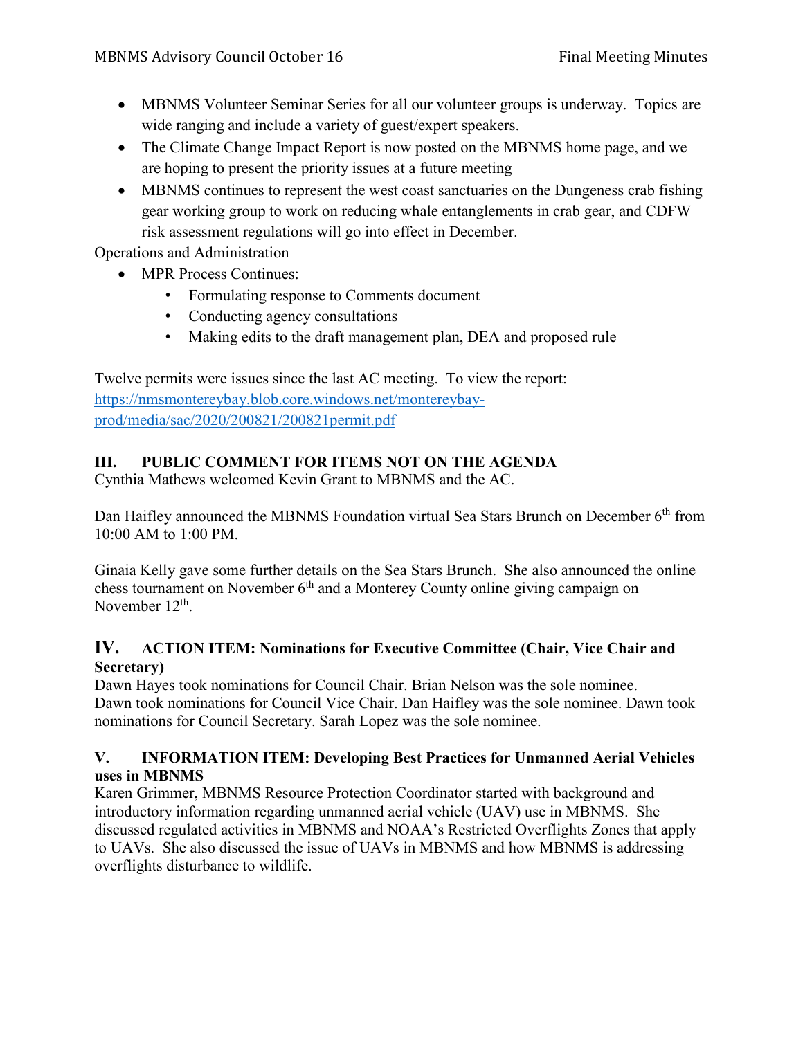- MBNMS Volunteer Seminar Series for all our volunteer groups is underway. Topics are wide ranging and include a variety of guest/expert speakers.
- The Climate Change Impact Report is now posted on the MBNMS home page, and we are hoping to present the priority issues at a future meeting
- MBNMS continues to represent the west coast sanctuaries on the Dungeness crab fishing gear working group to work on reducing whale entanglements in crab gear, and CDFW risk assessment regulations will go into effect in December.

Operations and Administration

- MPR Process Continues:
  - Formulating response to Comments document
  - Conducting agency consultations
  - Making edits to the draft management plan, DEA and proposed rule

Twelve permits were issues since the last AC meeting. To view the report: [https://nmsmontereybay.blob.core.windows.net/montereybay-prod/media/sac/2020/200821/200821permit.pdf](https://nmsmontereybay.blob.core.windows.net/montereybay-prod/media/sac/2020/200821/200821permit.pdf)

## III. PUBLIC COMMENT FOR ITEMS NOT ON THE AGENDA

Cynthia Mathews welcomed Kevin Grant to MBNMS and the AC.

Dan Haifley announced the MBNMS Foundation virtual Sea Stars Brunch on December 6th from 10:00 AM to 1:00 PM.

Ginaia Kelly gave some further details on the Sea Stars Brunch. She also announced the online chess tournament on November 6th and a Monterey County online giving campaign on November 12th.

## IV. ACTION ITEM: Nominations for Executive Committee (Chair, Vice Chair and Secretary)

Dawn Hayes took nominations for Council Chair. Brian Nelson was the sole nominee. Dawn took nominations for Council Vice Chair. Dan Haifley was the sole nominee. Dawn took nominations for Council Secretary. Sarah Lopez was the sole nominee.

## V. INFORMATION ITEM: Developing Best Practices for Unmanned Aerial Vehicles uses in MBNMS

Karen Grimmer, MBNMS Resource Protection Coordinator started with background and introductory information regarding unmanned aerial vehicle (UAV) use in MBNMS. She discussed regulated activities in MBNMS and NOAA's Restricted Overflights Zones that apply to UAVs. She also discussed the issue of UAVs in MBNMS and how MBNMS is addressing overflights disturbance to wildlife.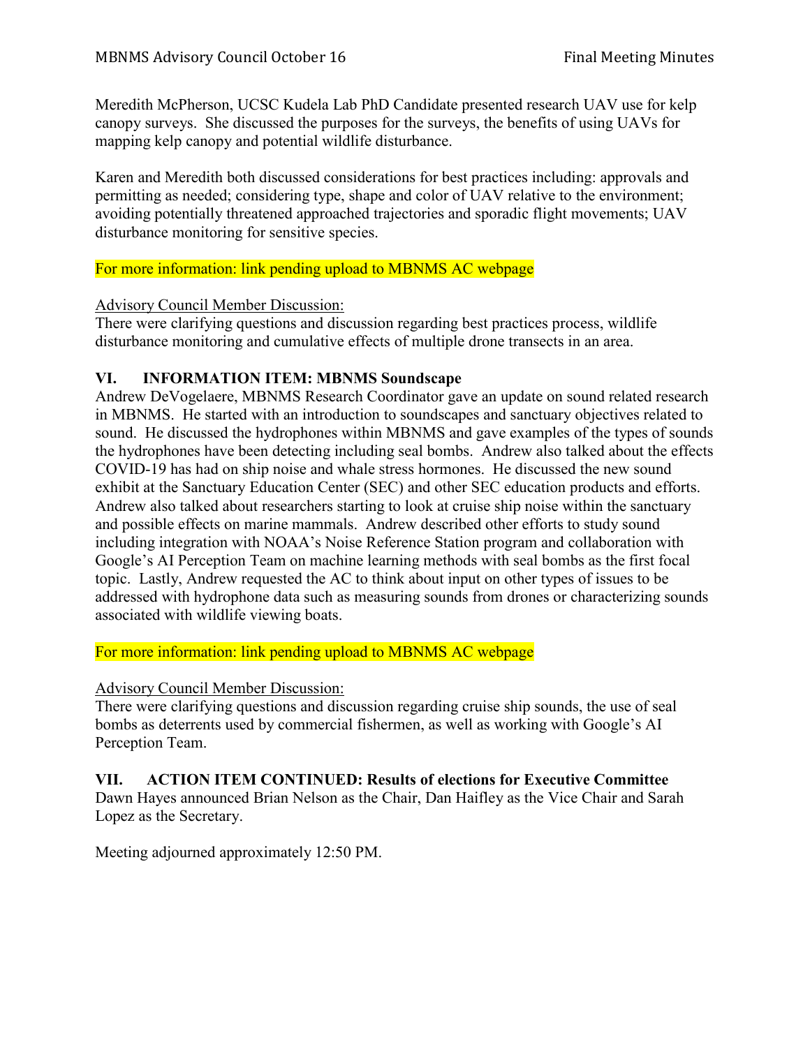Meredith McPherson, UCSC Kudela Lab PhD Candidate presented research UAV use for kelp canopy surveys. She discussed the purposes for the surveys, the benefits of using UAVs for mapping kelp canopy and potential wildlife disturbance.

Karen and Meredith both discussed considerations for best practices including: approvals and permitting as needed; considering type, shape and color of UAV relative to the environment; avoiding potentially threatened approached trajectories and sporadic flight movements; UAV disturbance monitoring for sensitive species.

For more information: link pending upload to MBNMS AC webpage

Advisory Council Member Discussion:
There were clarifying questions and discussion regarding best practices process, wildlife disturbance monitoring and cumulative effects of multiple drone transects in an area.

### VI. INFORMATION ITEM: MBNMS Soundscape

Andrew DeVogelaere, MBNMS Research Coordinator gave an update on sound related research in MBNMS. He started with an introduction to soundscapes and sanctuary objectives related to sound. He discussed the hydrophones within MBNMS and gave examples of the types of sounds the hydrophones have been detecting including seal bombs. Andrew also talked about the effects COVID-19 has had on ship noise and whale stress hormones. He discussed the new sound exhibit at the Sanctuary Education Center (SEC) and other SEC education products and efforts. Andrew also talked about researchers starting to look at cruise ship noise within the sanctuary and possible effects on marine mammals. Andrew described other efforts to study sound including integration with NOAA's Noise Reference Station program and collaboration with Google's AI Perception Team on machine learning methods with seal bombs as the first focal topic. Lastly, Andrew requested the AC to think about input on other types of issues to be addressed with hydrophone data such as measuring sounds from drones or characterizing sounds associated with wildlife viewing boats.

For more information: link pending upload to MBNMS AC webpage

Advisory Council Member Discussion:
There were clarifying questions and discussion regarding cruise ship sounds, the use of seal bombs as deterrents used by commercial fishermen, as well as working with Google's AI Perception Team.

### VII. ACTION ITEM CONTINUED: Results of elections for Executive Committee

Dawn Hayes announced Brian Nelson as the Chair, Dan Haifley as the Vice Chair and Sarah Lopez as the Secretary.

Meeting adjourned approximately 12:50 PM.